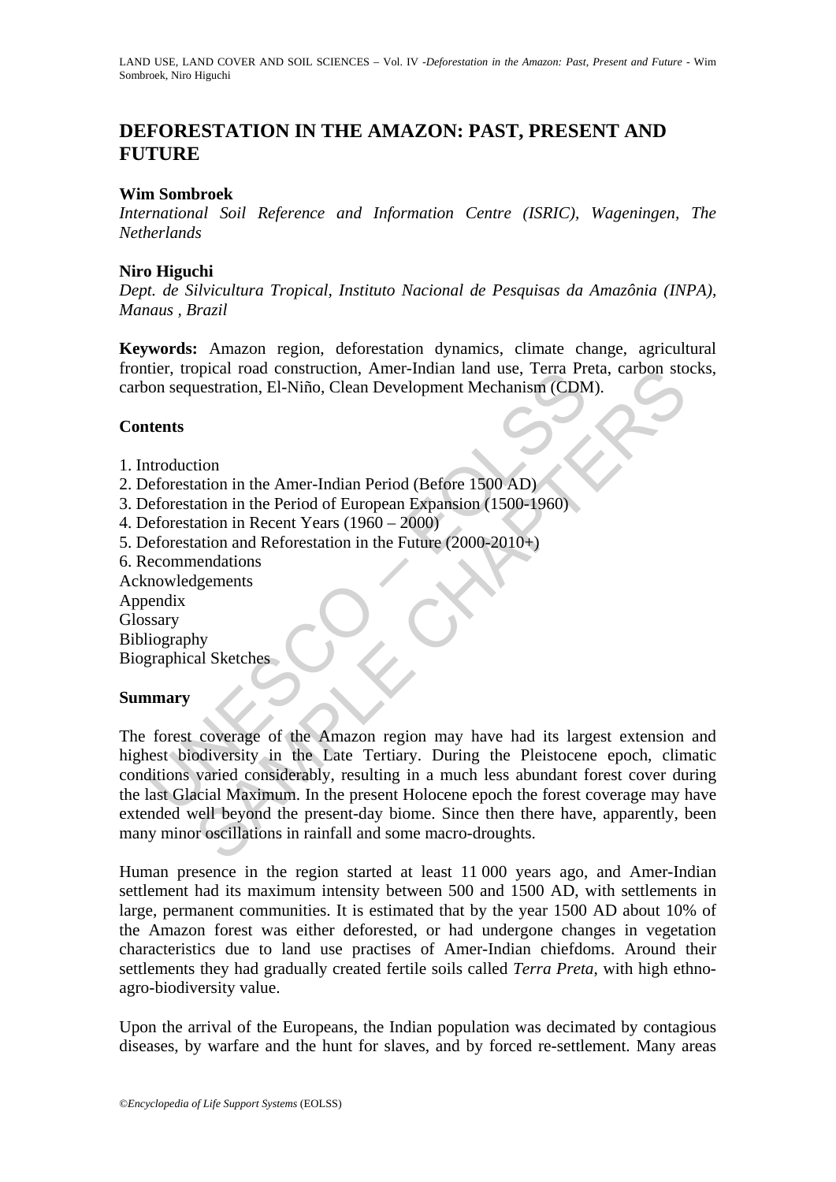# DEFORESTATION IN THE AMAZON: PAST, PRESENT AND FUTURE

**Wim Sombroek**

*International Soil Reference and Information Centre (ISRIC), Wageningen, The Netherlands*

**Niro Higuchi**

*Dept. de Silvicultura Tropical, Instituto Nacional de Pesquisas da Amazônia (INPA), Manaus , Brazil*

**Keywords:** Amazon region, deforestation dynamics, climate change, agricultural frontier, tropical road construction, Amer-Indian land use, Terra Preta, carbon stocks, carbon sequestration, El-Niño, Clean Development Mechanism (CDM).

## Contents

1. Introduction
2. Deforestation in the Amer-Indian Period (Before 1500 AD)
3. Deforestation in the Period of European Expansion (1500-1960)
4. Deforestation in Recent Years (1960 – 2000)
5. Deforestation and Reforestation in the Future (2000-2010+)
6. Recommendations

Acknowledgements
Appendix
Glossary
Bibliography
Biographical Sketches

## Summary

The forest coverage of the Amazon region may have had its largest extension and highest biodiversity in the Late Tertiary. During the Pleistocene epoch, climatic conditions varied considerably, resulting in a much less abundant forest cover during the last Glacial Maximum. In the present Holocene epoch the forest coverage may have extended well beyond the present-day biome. Since then there have, apparently, been many minor oscillations in rainfall and some macro-droughts.

Human presence in the region started at least 11 000 years ago, and Amer-Indian settlement had its maximum intensity between 500 and 1500 AD, with settlements in large, permanent communities. It is estimated that by the year 1500 AD about 10% of the Amazon forest was either deforested, or had undergone changes in vegetation characteristics due to land use practises of Amer-Indian chiefdoms. Around their settlements they had gradually created fertile soils called *Terra Preta*, with high ethno-agro-biodiversity value.

Upon the arrival of the Europeans, the Indian population was decimated by contagious diseases, by warfare and the hunt for slaves, and by forced re-settlement. Many areas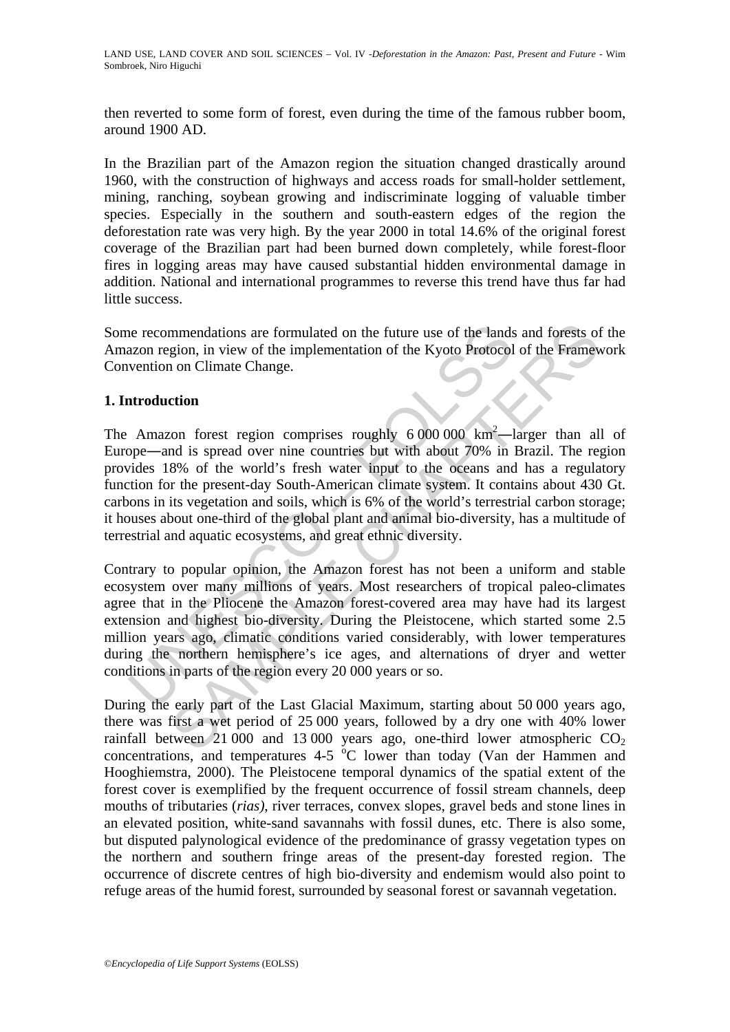then reverted to some form of forest, even during the time of the famous rubber boom, around 1900 AD.

In the Brazilian part of the Amazon region the situation changed drastically around 1960, with the construction of highways and access roads for small-holder settlement, mining, ranching, soybean growing and indiscriminate logging of valuable timber species. Especially in the southern and south-eastern edges of the region the deforestation rate was very high. By the year 2000 in total 14.6% of the original forest coverage of the Brazilian part had been burned down completely, while forest-floor fires in logging areas may have caused substantial hidden environmental damage in addition. National and international programmes to reverse this trend have thus far had little success.

Some recommendations are formulated on the future use of the lands and forests of the Amazon region, in view of the implementation of the Kyoto Protocol of the Framework Convention on Climate Change.

## 1. Introduction

The Amazon forest region comprises roughly 6 000 000 km$^2$—larger than all of Europe—and is spread over nine countries but with about 70% in Brazil. The region provides 18% of the world's fresh water input to the oceans and has a regulatory function for the present-day South-American climate system. It contains about 430 Gt. carbons in its vegetation and soils, which is 6% of the world's terrestrial carbon storage; it houses about one-third of the global plant and animal bio-diversity, has a multitude of terrestrial and aquatic ecosystems, and great ethnic diversity.

Contrary to popular opinion, the Amazon forest has not been a uniform and stable ecosystem over many millions of years. Most researchers of tropical paleo-climates agree that in the Pliocene the Amazon forest-covered area may have had its largest extension and highest bio-diversity. During the Pleistocene, which started some 2.5 million years ago, climatic conditions varied considerably, with lower temperatures during the northern hemisphere's ice ages, and alternations of dryer and wetter conditions in parts of the region every 20 000 years or so.

During the early part of the Last Glacial Maximum, starting about 50 000 years ago, there was first a wet period of 25 000 years, followed by a dry one with 40% lower rainfall between 21 000 and 13 000 years ago, one-third lower atmospheric $CO_2$ concentrations, and temperatures 4-5 $^oC$ lower than today (Van der Hammen and Hooghiemstra, 2000). The Pleistocene temporal dynamics of the spatial extent of the forest cover is exemplified by the frequent occurrence of fossil stream channels, deep mouths of tributaries (*rias)*, river terraces, convex slopes, gravel beds and stone lines in an elevated position, white-sand savannahs with fossil dunes, etc. There is also some, but disputed palynological evidence of the predominance of grassy vegetation types on the northern and southern fringe areas of the present-day forested region. The occurrence of discrete centres of high bio-diversity and endemism would also point to refuge areas of the humid forest, surrounded by seasonal forest or savannah vegetation.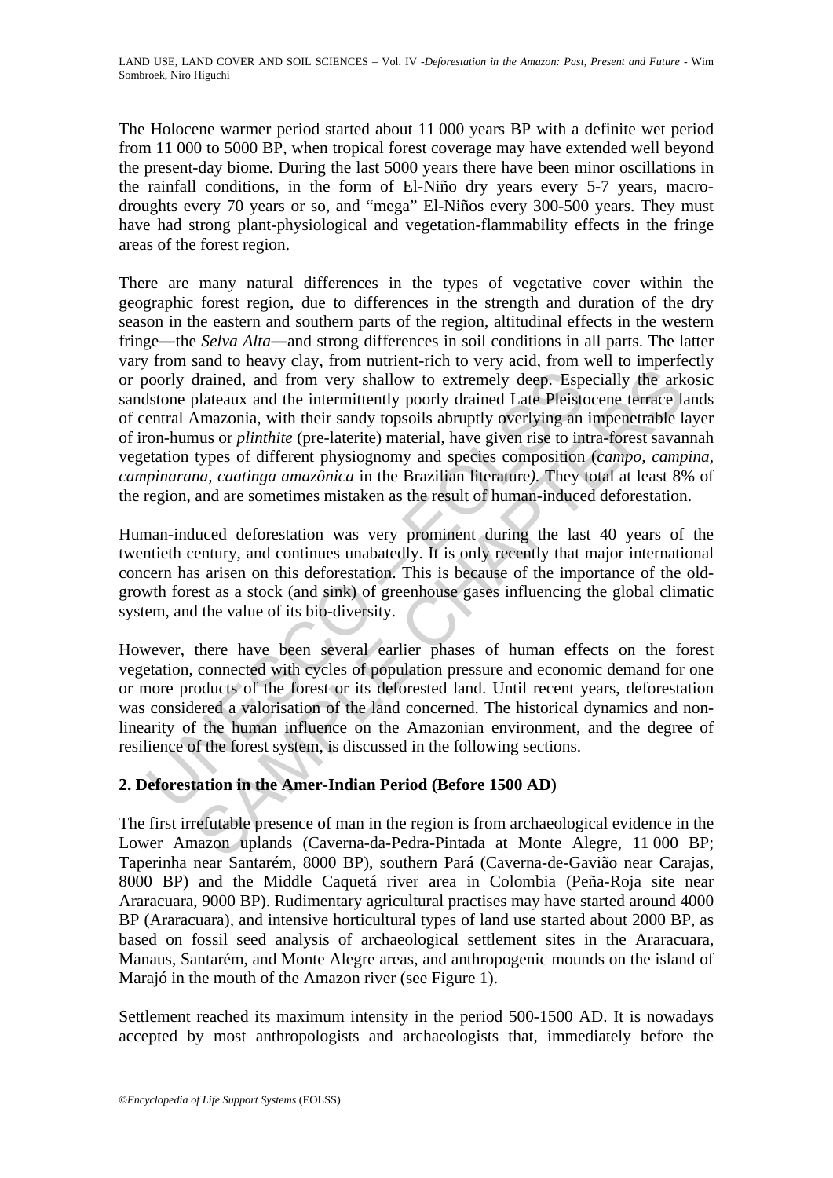The Holocene warmer period started about 11 000 years BP with a definite wet period from 11 000 to 5000 BP, when tropical forest coverage may have extended well beyond the present-day biome. During the last 5000 years there have been minor oscillations in the rainfall conditions, in the form of El-Niño dry years every 5-7 years, macro-droughts every 70 years or so, and "mega" El-Niños every 300-500 years. They must have had strong plant-physiological and vegetation-flammability effects in the fringe areas of the forest region.

There are many natural differences in the types of vegetative cover within the geographic forest region, due to differences in the strength and duration of the dry season in the eastern and southern parts of the region, altitudinal effects in the western fringe—the *Selva Alta*—and strong differences in soil conditions in all parts. The latter vary from sand to heavy clay, from nutrient-rich to very acid, from well to imperfectly or poorly drained, and from very shallow to extremely deep. Especially the arkosic sandstone plateaux and the intermittently poorly drained Late Pleistocene terrace lands of central Amazonia, with their sandy topsoils abruptly overlying an impenetrable layer of iron-humus or *plinthite* (pre-laterite) material, have given rise to intra-forest savannah vegetation types of different physiognomy and species composition (*campo, campina, campinarana, caatinga amazônica* in the Brazilian literature). They total at least 8% of the region, and are sometimes mistaken as the result of human-induced deforestation.

Human-induced deforestation was very prominent during the last 40 years of the twentieth century, and continues unabatedly. It is only recently that major international concern has arisen on this deforestation. This is because of the importance of the old-growth forest as a stock (and sink) of greenhouse gases influencing the global climatic system, and the value of its bio-diversity.

However, there have been several earlier phases of human effects on the forest vegetation, connected with cycles of population pressure and economic demand for one or more products of the forest or its deforested land. Until recent years, deforestation was considered a valorisation of the land concerned. The historical dynamics and non-linearity of the human influence on the Amazonian environment, and the degree of resilience of the forest system, is discussed in the following sections.

## 2. Deforestation in the Amer-Indian Period (Before 1500 AD)

The first irrefutable presence of man in the region is from archaeological evidence in the Lower Amazon uplands (Caverna-da-Pedra-Pintada at Monte Alegre, 11 000 BP; Taperinha near Santarém, 8000 BP), southern Pará (Caverna-de-Gavião near Carajas, 8000 BP) and the Middle Caquetá river area in Colombia (Peña-Roja site near Araracuara, 9000 BP). Rudimentary agricultural practises may have started around 4000 BP (Araracuara), and intensive horticultural types of land use started about 2000 BP, as based on fossil seed analysis of archaeological settlement sites in the Araracuara, Manaus, Santarém, and Monte Alegre areas, and anthropogenic mounds on the island of Marajó in the mouth of the Amazon river (see Figure 1).

Settlement reached its maximum intensity in the period 500-1500 AD. It is nowadays accepted by most anthropologists and archaeologists that, immediately before the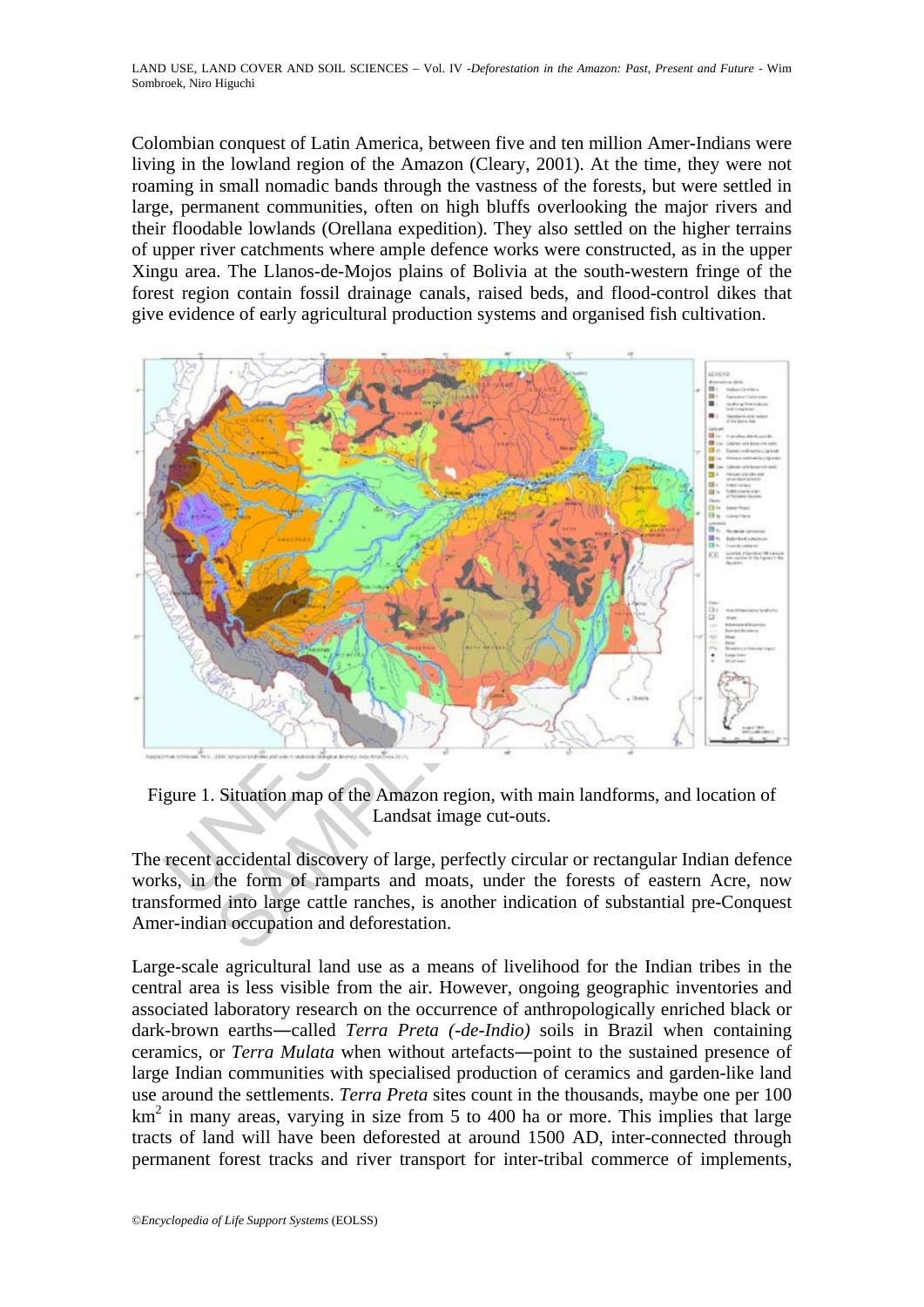Colombian conquest of Latin America, between five and ten million Amer-Indians were living in the lowland region of the Amazon (Cleary, 2001). At the time, they were not roaming in small nomadic bands through the vastness of the forests, but were settled in large, permanent communities, often on high bluffs overlooking the major rivers and their floodable lowlands (Orellana expedition). They also settled on the higher terrains of upper river catchments where ample defence works were constructed, as in the upper Xingu area. The Llanos-de-Mojos plains of Bolivia at the south-western fringe of the forest region contain fossil drainage canals, raised beds, and flood-control dikes that give evidence of early agricultural production systems and organised fish cultivation.

Figure 1. Situation map of the Amazon region, with main landforms, and location of Landsat image cut-outs.

The recent accidental discovery of large, perfectly circular or rectangular Indian defence works, in the form of ramparts and moats, under the forests of eastern Acre, now transformed into large cattle ranches, is another indication of substantial pre-Conquest Amer-indian occupation and deforestation.

Large-scale agricultural land use as a means of livelihood for the Indian tribes in the central area is less visible from the air. However, ongoing geographic inventories and associated laboratory research on the occurrence of anthropologically enriched black or dark-brown earths—called *Terra Preta (-de-Indio)* soils in Brazil when containing ceramics, or *Terra Mulata* when without artefacts—point to the sustained presence of large Indian communities with specialised production of ceramics and garden-like land use around the settlements. *Terra Preta* sites count in the thousands, maybe one per 100 $km^2$ in many areas, varying in size from 5 to 400 ha or more. This implies that large tracts of land will have been deforested at around 1500 AD, inter-connected through permanent forest tracks and river transport for inter-tribal commerce of implements,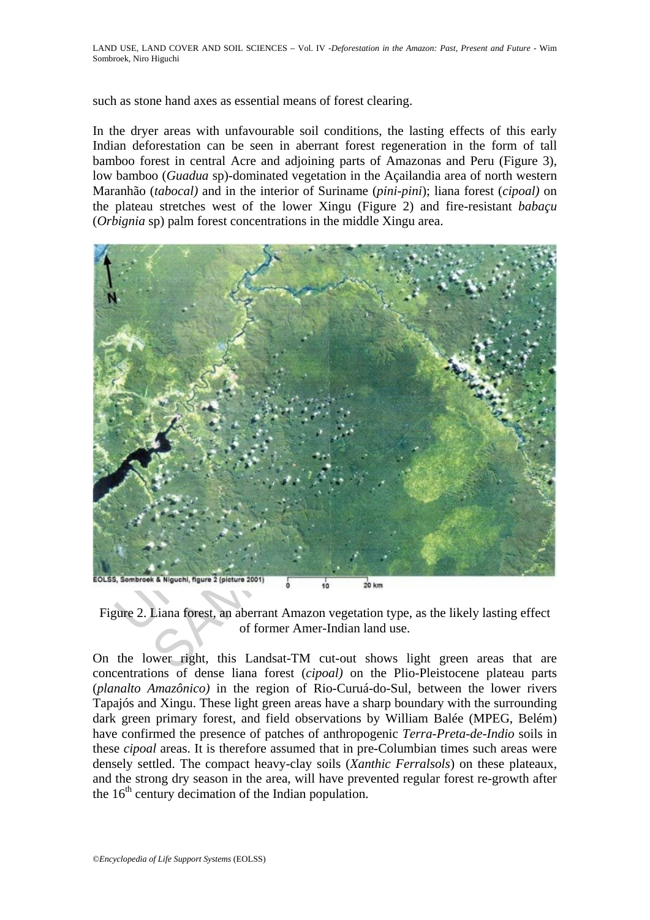such as stone hand axes as essential means of forest clearing.

In the dryer areas with unfavourable soil conditions, the lasting effects of this early Indian deforestation can be seen in aberrant forest regeneration in the form of tall bamboo forest in central Acre and adjoining parts of Amazonas and Peru (Figure 3), low bamboo (*Guadua* sp)-dominated vegetation in the Açailandia area of north western Maranhão (*tabocal)* and in the interior of Suriname (*pini-pini*); liana forest (*cipoal)* on the plateau stretches west of the lower Xingu (Figure 2) and fire-resistant *babaçu* (*Orbignia* sp) palm forest concentrations in the middle Xingu area.

Figure 2. Liana forest, an aberrant Amazon vegetation type, as the likely lasting effect of former Amer-Indian land use.

On the lower right, this Landsat-TM cut-out shows light green areas that are concentrations of dense liana forest (*cipoal)* on the Plio-Pleistocene plateau parts (*planalto Amazônico)* in the region of Rio-Curuá-do-Sul, between the lower rivers Tapajós and Xingu. These light green areas have a sharp boundary with the surrounding dark green primary forest, and field observations by William Balée (MPEG, Belém) have confirmed the presence of patches of anthropogenic *Terra-Preta-de-Indio* soils in these *cipoal* areas. It is therefore assumed that in pre-Columbian times such areas were densely settled. The compact heavy-clay soils (*Xanthic Ferralsols*) on these plateaux, and the strong dry season in the area, will have prevented regular forest re-growth after the 16th century decimation of the Indian population.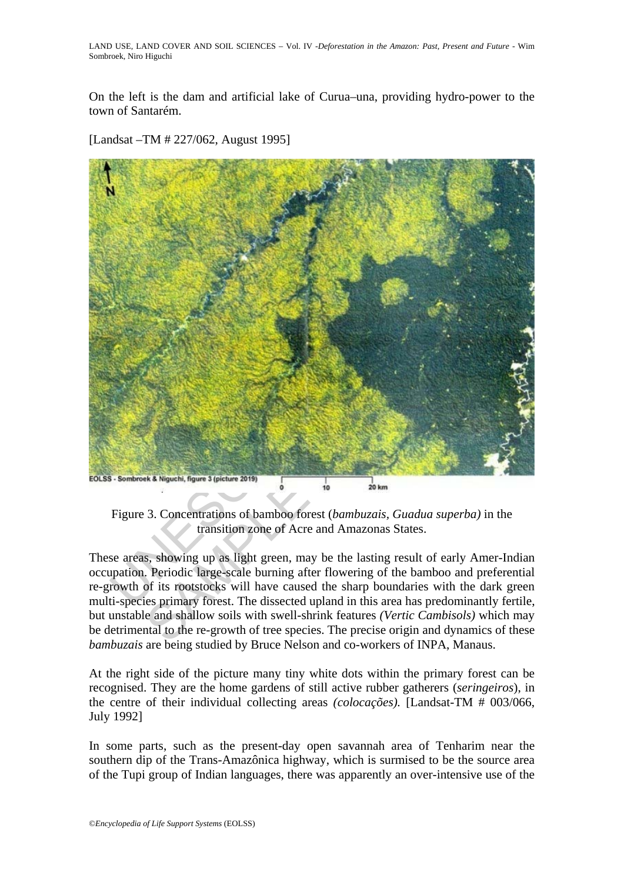On the left is the dam and artificial lake of Curua–una, providing hydro-power to the town of Santarém.

[Landsat –TM # 227/062, August 1995]

Figure 3. Concentrations of bamboo forest (*bambuzais, Guadua superba)* in the transition zone of Acre and Amazonas States.

These areas, showing up as light green, may be the lasting result of early Amer-Indian occupation. Periodic large-scale burning after flowering of the bamboo and preferential re-growth of its rootstocks will have caused the sharp boundaries with the dark green multi-species primary forest. The dissected upland in this area has predominantly fertile, but unstable and shallow soils with swell-shrink features *(Vertic Cambisols)* which may be detrimental to the re-growth of tree species. The precise origin and dynamics of these *bambuzais* are being studied by Bruce Nelson and co-workers of INPA, Manaus.

At the right side of the picture many tiny white dots within the primary forest can be recognised. They are the home gardens of still active rubber gatherers (*seringeiros*), in the centre of their individual collecting areas *(colocações).* [Landsat-TM # 003/066, July 1992]

In some parts, such as the present-day open savannah area of Tenharim near the southern dip of the Trans-Amazônica highway, which is surmised to be the source area of the Tupi group of Indian languages, there was apparently an over-intensive use of the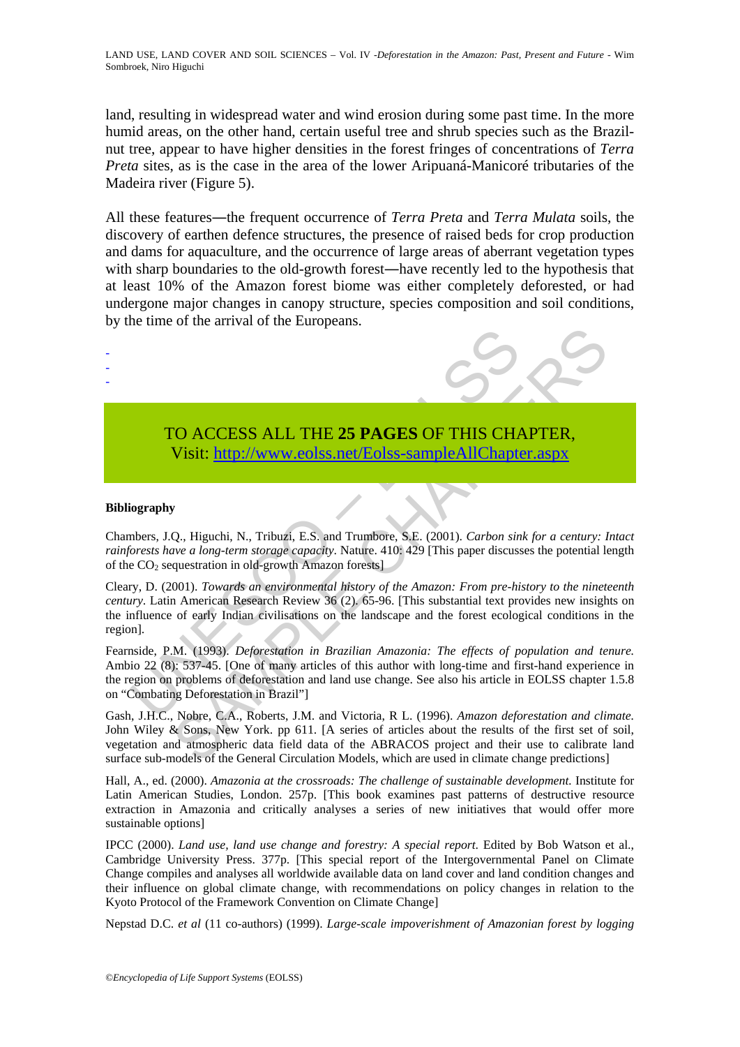land, resulting in widespread water and wind erosion during some past time. In the more humid areas, on the other hand, certain useful tree and shrub species such as the Brazil-nut tree, appear to have higher densities in the forest fringes of concentrations of *Terra Preta* sites, as is the case in the area of the lower Aripuaná-Manicoré tributaries of the Madeira river (Figure 5).

All these features—the frequent occurrence of *Terra Preta* and *Terra Mulata* soils, the discovery of earthen defence structures, the presence of raised beds for crop production and dams for aquaculture, and the occurrence of large areas of aberrant vegetation types with sharp boundaries to the old-growth forest—have recently led to the hypothesis that at least 10% of the Amazon forest biome was either completely deforested, or had undergone major changes in canopy structure, species composition and soil conditions, by the time of the arrival of the Europeans.

-
-
-

TO ACCESS ALL THE **25 PAGES** OF THIS CHAPTER,
Visit: http://www.eolss.net/Eolss-sampleAllChapter.aspx

**Bibliography**

Chambers, J.Q., Higuchi, N., Tribuzi, E.S. and Trumbore, S.E. (2001). *Carbon sink for a century: Intact rainforests have a long-term storage capacity*. Nature. 410: 429 [This paper discusses the potential length of the $CO_2$ sequestration in old-growth Amazon forests]

Cleary, D. (2001). *Towards an environmental history of the Amazon: From pre-history to the nineteenth century*. Latin American Research Review 36 (2). 65-96. [This substantial text provides new insights on the influence of early Indian civilisations on the landscape and the forest ecological conditions in the region].

Fearnside, P.M. (1993). *Deforestation in Brazilian Amazonia: The effects of population and tenure.* Ambio 22 (8): 537-45. [One of many articles of this author with long-time and first-hand experience in the region on problems of deforestation and land use change. See also his article in EOLSS chapter 1.5.8 on "Combating Deforestation in Brazil"]

Gash, J.H.C., Nobre, C.A., Roberts, J.M. and Victoria, R L. (1996). *Amazon deforestation and climate.* John Wiley & Sons, New York. pp 611. [A series of articles about the results of the first set of soil, vegetation and atmospheric data field data of the ABRACOS project and their use to calibrate land surface sub-models of the General Circulation Models, which are used in climate change predictions]

Hall, A., ed. (2000). *Amazonia at the crossroads: The challenge of sustainable development.* Institute for Latin American Studies, London. 257p. [This book examines past patterns of destructive resource extraction in Amazonia and critically analyses a series of new initiatives that would offer more sustainable options]

IPCC (2000). *Land use, land use change and forestry: A special report*. Edited by Bob Watson et al., Cambridge University Press. 377p. [This special report of the Intergovernmental Panel on Climate Change compiles and analyses all worldwide available data on land cover and land condition changes and their influence on global climate change, with recommendations on policy changes in relation to the Kyoto Protocol of the Framework Convention on Climate Change]

Nepstad D.C. *et al* (11 co-authors) (1999). *Large-scale impoverishment of Amazonian forest by logging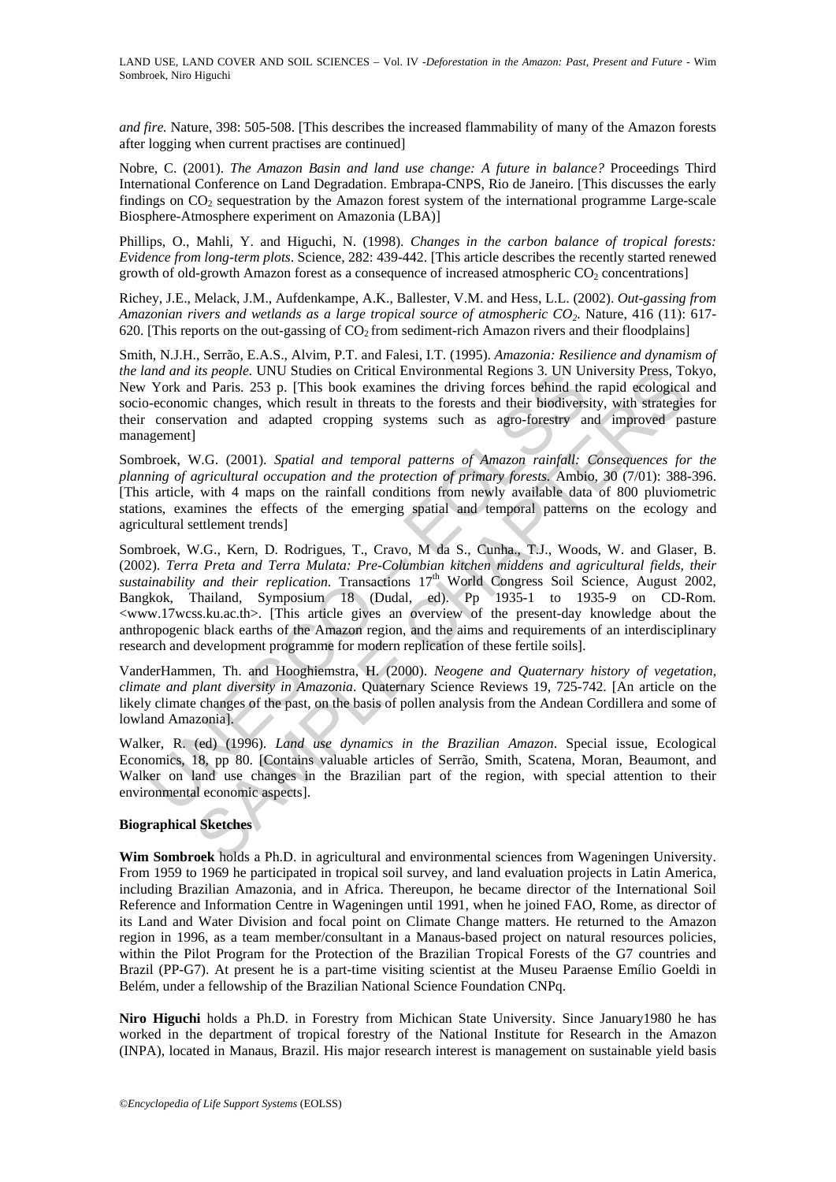*and fire.* Nature, 398: 505-508. [This describes the increased flammability of many of the Amazon forests after logging when current practises are continued]

Nobre, C. (2001). *The Amazon Basin and land use change: A future in balance?* Proceedings Third International Conference on Land Degradation. Embrapa-CNPS, Rio de Janeiro. [This discusses the early findings on $CO_2$ sequestration by the Amazon forest system of the international programme Large-scale Biosphere-Atmosphere experiment on Amazonia (LBA)]

Phillips, O., Mahli, Y. and Higuchi, N. (1998). *Changes in the carbon balance of tropical forests: Evidence from long-term plots*. Science, 282: 439-442. [This article describes the recently started renewed growth of old-growth Amazon forest as a consequence of increased atmospheric $CO_2$ concentrations]

Richey, J.E., Melack, J.M., Aufdenkampe, A.K., Ballester, V.M. and Hess, L.L. (2002). *Out-gassing from Amazonian rivers and wetlands as a large tropical source of atmospheric $CO_2$*. Nature, 416 (11): 617-620. [This reports on the out-gassing of $CO_2$ from sediment-rich Amazon rivers and their floodplains]

Smith, N.J.H., Serrão, E.A.S., Alvim, P.T. and Falesi, I.T. (1995). *Amazonia: Resilience and dynamism of the land and its people*. UNU Studies on Critical Environmental Regions 3. UN University Press, Tokyo, New York and Paris. 253 p. [This book examines the driving forces behind the rapid ecological and socio-economic changes, which result in threats to the forests and their biodiversity, with strategies for their conservation and adapted cropping systems such as agro-forestry and improved pasture management]

Sombroek, W.G. (2001). *Spatial and temporal patterns of Amazon rainfall: Consequences for the planning of agricultural occupation and the protection of primary forests*. Ambio, 30 (7/01): 388-396. [This article, with 4 maps on the rainfall conditions from newly available data of 800 pluviometric stations, examines the effects of the emerging spatial and temporal patterns on the ecology and agricultural settlement trends]

Sombroek, W.G., Kern, D. Rodrigues, T., Cravo, M da S., Cunha., T.J., Woods, W. and Glaser, B. (2002). *Terra Preta and Terra Mulata: Pre-Columbian kitchen middens and agricultural fields, their sustainability and their replication*. Transactions 17th World Congress Soil Science, August 2002, Bangkok, Thailand, Symposium 18 (Dudal, ed). Pp 1935-1 to 1935-9 on CD-Rom. <www.17wcss.ku.ac.th>. [This article gives an overview of the present-day knowledge about the anthropogenic black earths of the Amazon region, and the aims and requirements of an interdisciplinary research and development programme for modern replication of these fertile soils].

VanderHammen, Th. and Hooghiemstra, H. (2000). *Neogene and Quaternary history of vegetation, climate and plant diversity in Amazonia*. Quaternary Science Reviews 19, 725-742. [An article on the likely climate changes of the past, on the basis of pollen analysis from the Andean Cordillera and some of lowland Amazonia].

Walker, R. (ed) (1996). *Land use dynamics in the Brazilian Amazon*. Special issue, Ecological Economics, 18, pp 80. [Contains valuable articles of Serrão, Smith, Scatena, Moran, Beaumont, and Walker on land use changes in the Brazilian part of the region, with special attention to their environmental economic aspects].

## Biographical Sketches

**Wim Sombroek** holds a Ph.D. in agricultural and environmental sciences from Wageningen University. From 1959 to 1969 he participated in tropical soil survey, and land evaluation projects in Latin America, including Brazilian Amazonia, and in Africa. Thereupon, he became director of the International Soil Reference and Information Centre in Wageningen until 1991, when he joined FAO, Rome, as director of its Land and Water Division and focal point on Climate Change matters. He returned to the Amazon region in 1996, as a team member/consultant in a Manaus-based project on natural resources policies, within the Pilot Program for the Protection of the Brazilian Tropical Forests of the G7 countries and Brazil (PP-G7). At present he is a part-time visiting scientist at the Museu Paraense Emílio Goeldi in Belém, under a fellowship of the Brazilian National Science Foundation CNPq.

**Niro Higuchi** holds a Ph.D. in Forestry from Michican State University. Since January1980 he has worked in the department of tropical forestry of the National Institute for Research in the Amazon (INPA), located in Manaus, Brazil. His major research interest is management on sustainable yield basis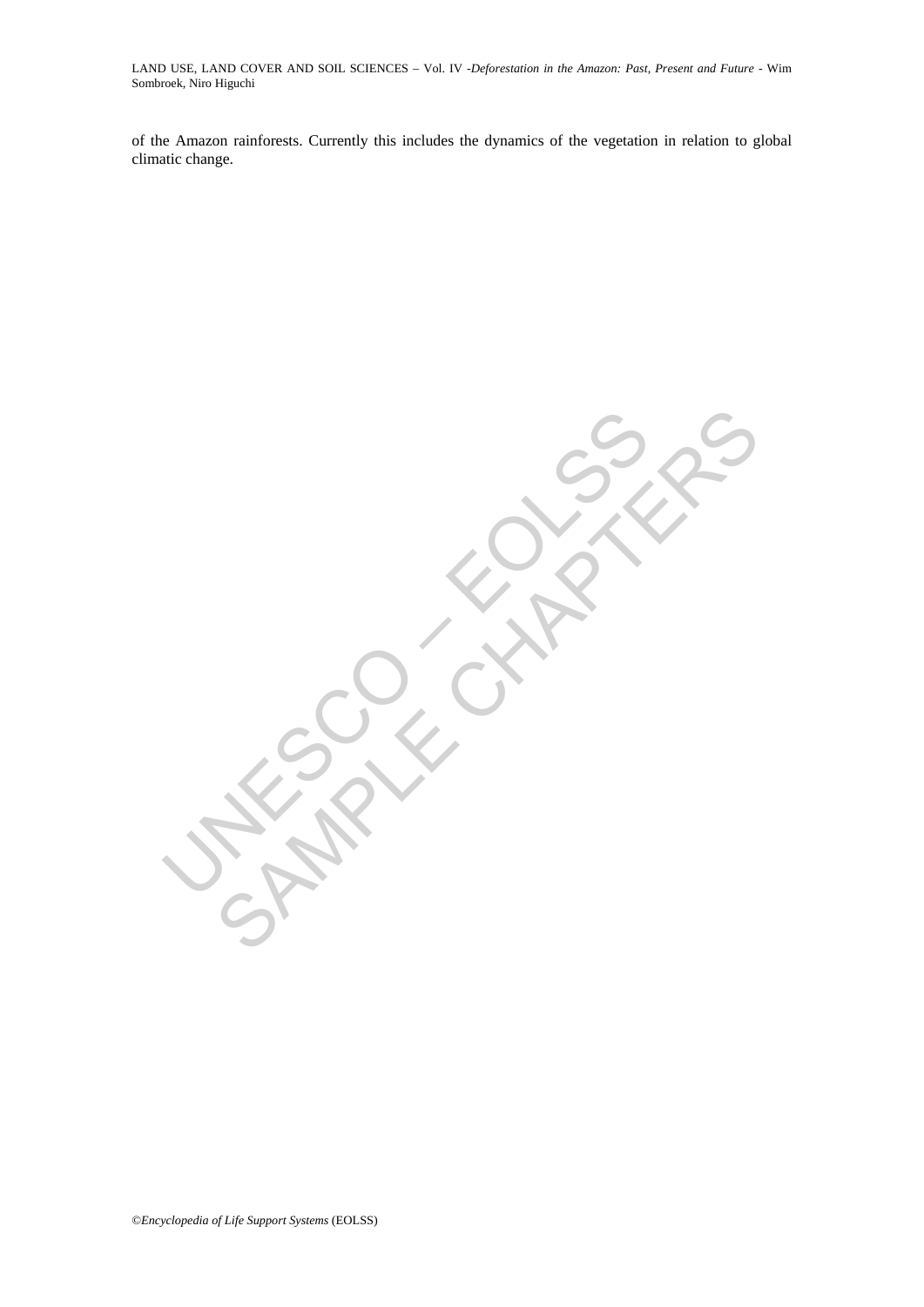of the Amazon rainforests. Currently this includes the dynamics of the vegetation in relation to global climatic change.